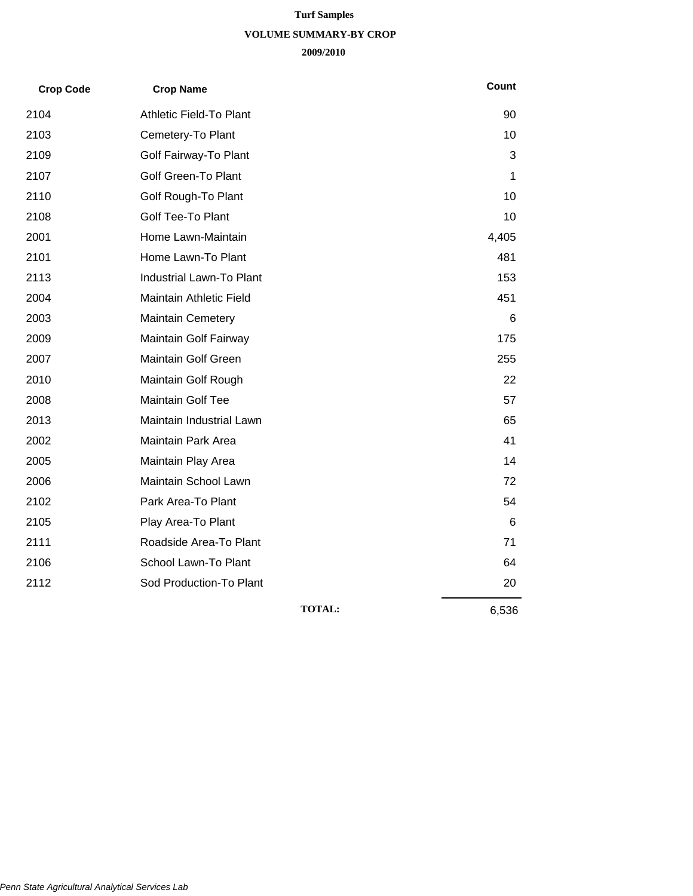# Turf Samples

## VOLUME SUMMARY-BY CROP

### 2009/2010

| Crop Code | Crop Name | Count |
|---|---|---|
| 2104 | Athletic Field-To Plant | 90 |
| 2103 | Cemetery-To Plant | 10 |
| 2109 | Golf Fairway-To Plant | 3 |
| 2107 | Golf Green-To Plant | 1 |
| 2110 | Golf Rough-To Plant | 10 |
| 2108 | Golf Tee-To Plant | 10 |
| 2001 | Home Lawn-Maintain | 4,405 |
| 2101 | Home Lawn-To Plant | 481 |
| 2113 | Industrial Lawn-To Plant | 153 |
| 2004 | Maintain Athletic Field | 451 |
| 2003 | Maintain Cemetery | 6 |
| 2009 | Maintain Golf Fairway | 175 |
| 2007 | Maintain Golf Green | 255 |
| 2010 | Maintain Golf Rough | 22 |
| 2008 | Maintain Golf Tee | 57 |
| 2013 | Maintain Industrial Lawn | 65 |
| 2002 | Maintain Park Area | 41 |
| 2005 | Maintain Play Area | 14 |
| 2006 | Maintain School Lawn | 72 |
| 2102 | Park Area-To Plant | 54 |
| 2105 | Play Area-To Plant | 6 |
| 2111 | Roadside Area-To Plant | 71 |
| 2106 | School Lawn-To Plant | 64 |
| 2112 | Sod Production-To Plant | 20 |
| | **TOTAL:** | 6,536 |

*Penn State Agricultural Analytical Services Lab*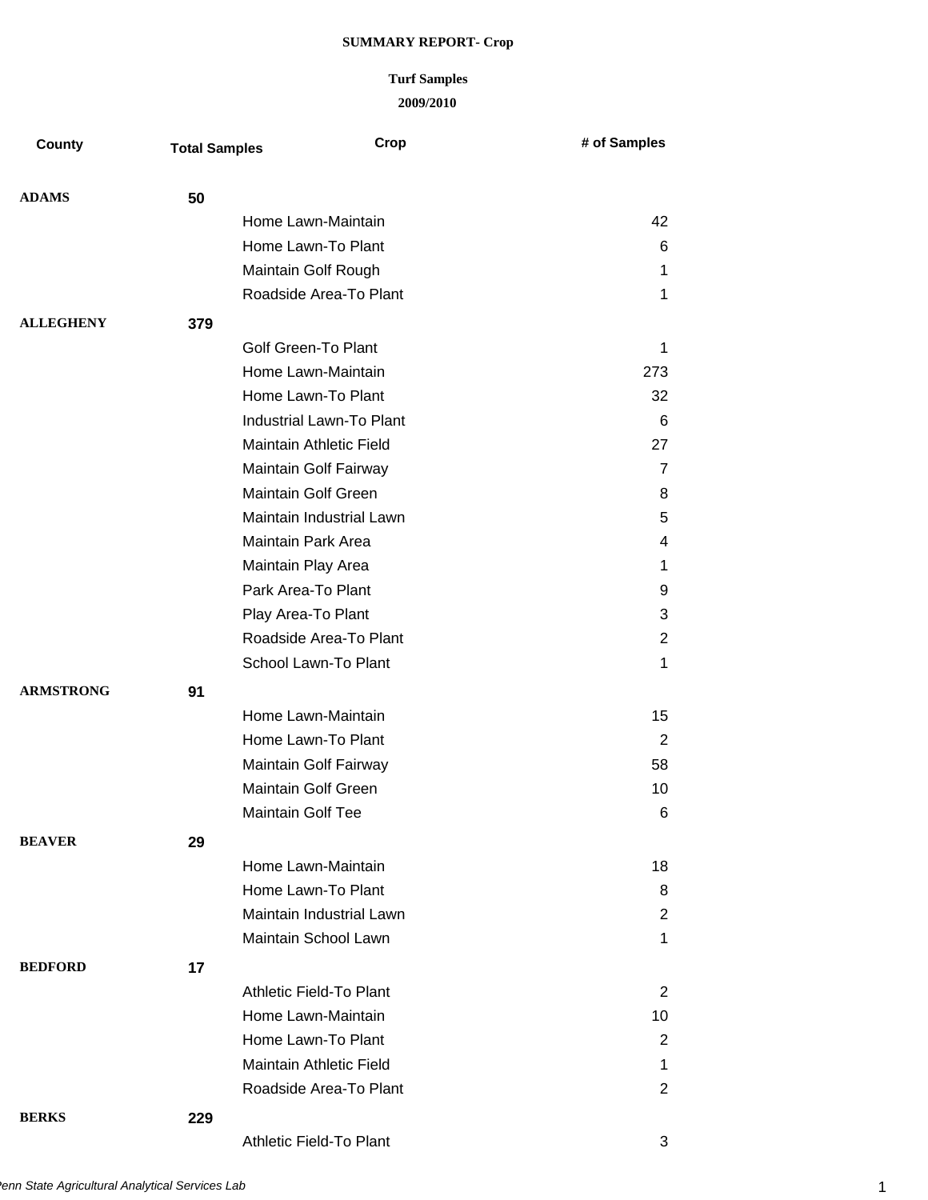**SUMMARY REPORT- Crop**

**Turf Samples**

**2009/2010**

| County | Total Samples | Crop | # of Samples |
|---|---|---|---|
| **ADAMS** | **50** | | |
| | | Home Lawn-Maintain | 42 |
| | | Home Lawn-To Plant | 6 |
| | | Maintain Golf Rough | 1 |
| | | Roadside Area-To Plant | 1 |
| **ALLEGHENY** | **379** | | |
| | | Golf Green-To Plant | 1 |
| | | Home Lawn-Maintain | 273 |
| | | Home Lawn-To Plant | 32 |
| | | Industrial Lawn-To Plant | 6 |
| | | Maintain Athletic Field | 27 |
| | | Maintain Golf Fairway | 7 |
| | | Maintain Golf Green | 8 |
| | | Maintain Industrial Lawn | 5 |
| | | Maintain Park Area | 4 |
| | | Maintain Play Area | 1 |
| | | Park Area-To Plant | 9 |
| | | Play Area-To Plant | 3 |
| | | Roadside Area-To Plant | 2 |
| | | School Lawn-To Plant | 1 |
| **ARMSTRONG** | **91** | | |
| | | Home Lawn-Maintain | 15 |
| | | Home Lawn-To Plant | 2 |
| | | Maintain Golf Fairway | 58 |
| | | Maintain Golf Green | 10 |
| | | Maintain Golf Tee | 6 |
| **BEAVER** | **29** | | |
| | | Home Lawn-Maintain | 18 |
| | | Home Lawn-To Plant | 8 |
| | | Maintain Industrial Lawn | 2 |
| | | Maintain School Lawn | 1 |
| **BEDFORD** | **17** | | |
| | | Athletic Field-To Plant | 2 |
| | | Home Lawn-Maintain | 10 |
| | | Home Lawn-To Plant | 2 |
| | | Maintain Athletic Field | 1 |
| | | Roadside Area-To Plant | 2 |
| **BERKS** | **229** | | |
| | | Athletic Field-To Plant | 3 |

*Penn State Agricultural Analytical Services Lab*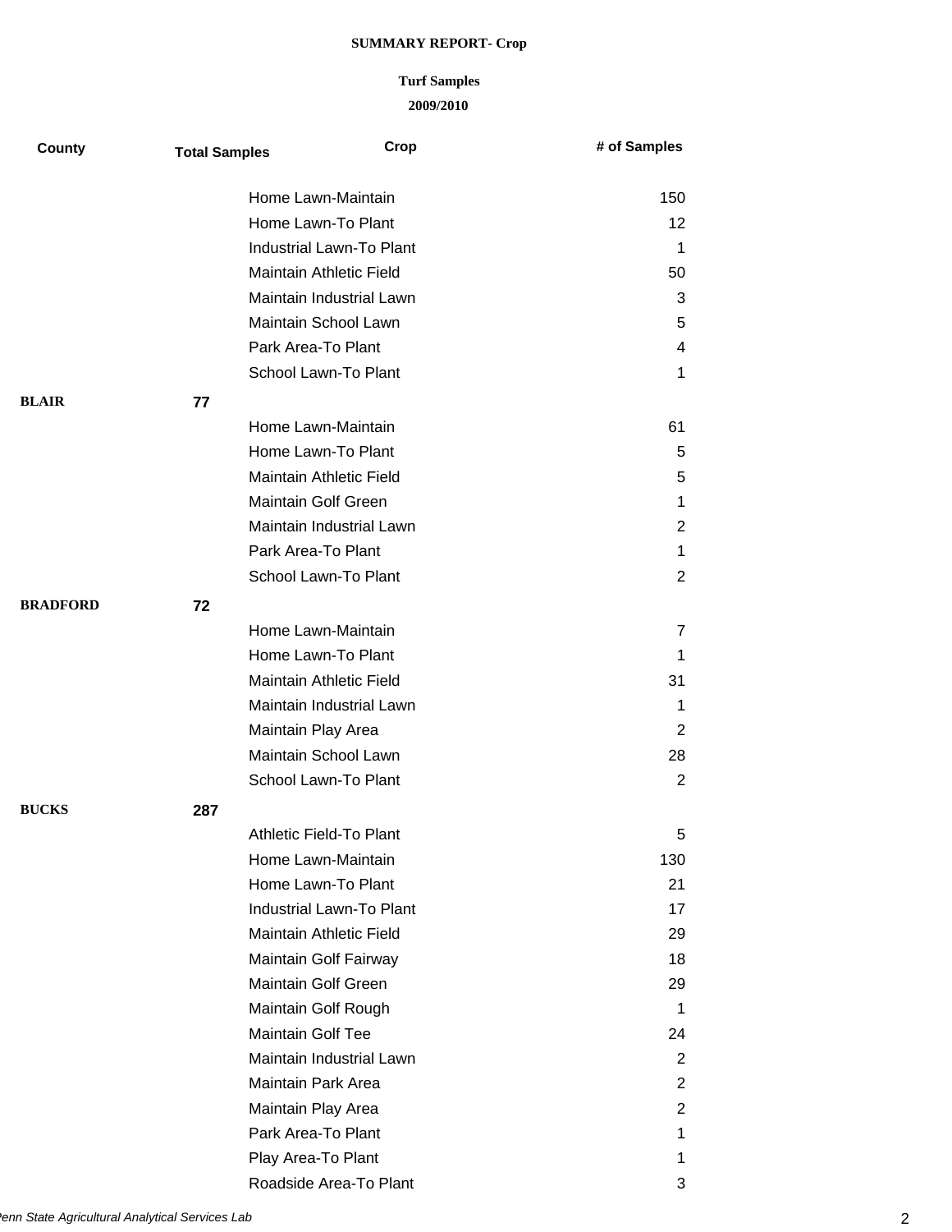**SUMMARY REPORT- Crop**

**Turf Samples**

**2009/2010**

| County | Total Samples | Crop | # of Samples |
|---|---|---|---|
| | | Home Lawn-Maintain | 150 |
| | | Home Lawn-To Plant | 12 |
| | | Industrial Lawn-To Plant | 1 |
| | | Maintain Athletic Field | 50 |
| | | Maintain Industrial Lawn | 3 |
| | | Maintain School Lawn | 5 |
| | | Park Area-To Plant | 4 |
| | | School Lawn-To Plant | 1 |
| **BLAIR** | **77** | | |
| | | Home Lawn-Maintain | 61 |
| | | Home Lawn-To Plant | 5 |
| | | Maintain Athletic Field | 5 |
| | | Maintain Golf Green | 1 |
| | | Maintain Industrial Lawn | 2 |
| | | Park Area-To Plant | 1 |
| | | School Lawn-To Plant | 2 |
| **BRADFORD** | **72** | | |
| | | Home Lawn-Maintain | 7 |
| | | Home Lawn-To Plant | 1 |
| | | Maintain Athletic Field | 31 |
| | | Maintain Industrial Lawn | 1 |
| | | Maintain Play Area | 2 |
| | | Maintain School Lawn | 28 |
| | | School Lawn-To Plant | 2 |
| **BUCKS** | **287** | | |
| | | Athletic Field-To Plant | 5 |
| | | Home Lawn-Maintain | 130 |
| | | Home Lawn-To Plant | 21 |
| | | Industrial Lawn-To Plant | 17 |
| | | Maintain Athletic Field | 29 |
| | | Maintain Golf Fairway | 18 |
| | | Maintain Golf Green | 29 |
| | | Maintain Golf Rough | 1 |
| | | Maintain Golf Tee | 24 |
| | | Maintain Industrial Lawn | 2 |
| | | Maintain Park Area | 2 |
| | | Maintain Play Area | 2 |
| | | Park Area-To Plant | 1 |
| | | Play Area-To Plant | 1 |
| | | Roadside Area-To Plant | 3 |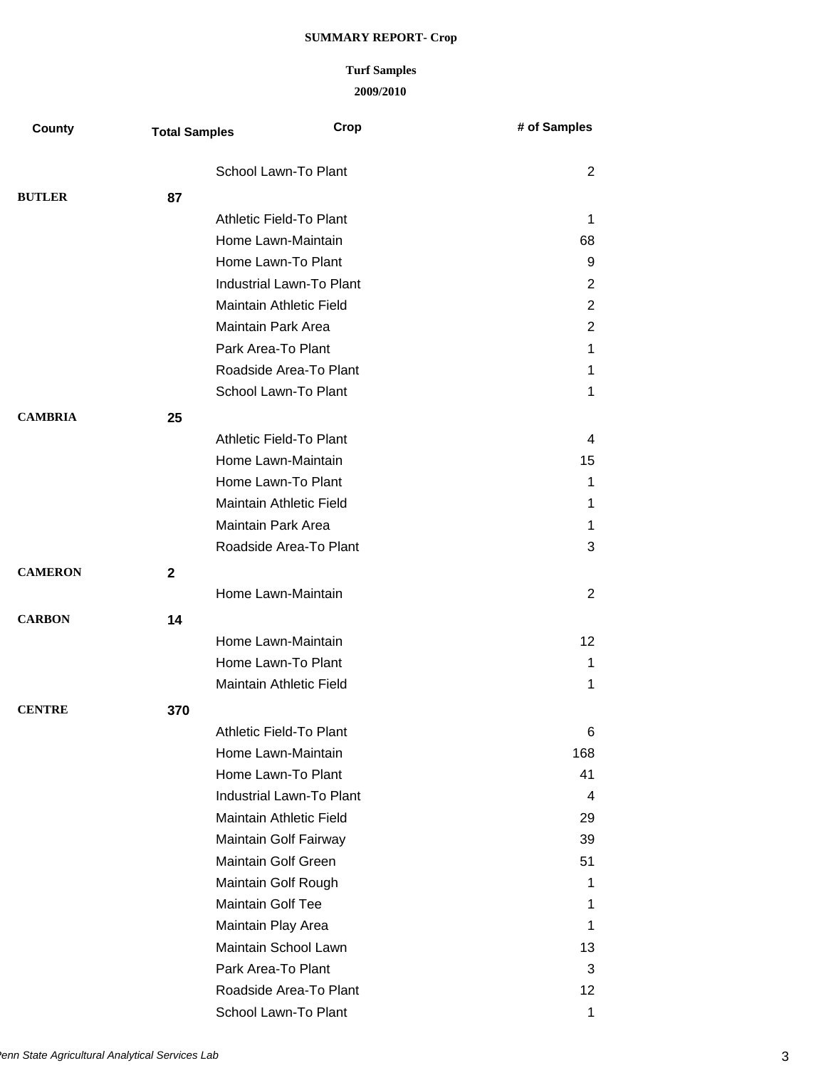**SUMMARY REPORT- Crop**

**Turf Samples**

**2009/2010**

| County | Total Samples | Crop | # of Samples |
|---|---|---|---|
| | | School Lawn-To Plant | 2 |
| **BUTLER** | **87** | | |
| | | Athletic Field-To Plant | 1 |
| | | Home Lawn-Maintain | 68 |
| | | Home Lawn-To Plant | 9 |
| | | Industrial Lawn-To Plant | 2 |
| | | Maintain Athletic Field | 2 |
| | | Maintain Park Area | 2 |
| | | Park Area-To Plant | 1 |
| | | Roadside Area-To Plant | 1 |
| | | School Lawn-To Plant | 1 |
| **CAMBRIA** | **25** | | |
| | | Athletic Field-To Plant | 4 |
| | | Home Lawn-Maintain | 15 |
| | | Home Lawn-To Plant | 1 |
| | | Maintain Athletic Field | 1 |
| | | Maintain Park Area | 1 |
| | | Roadside Area-To Plant | 3 |
| **CAMERON** | **2** | | |
| | | Home Lawn-Maintain | 2 |
| **CARBON** | **14** | | |
| | | Home Lawn-Maintain | 12 |
| | | Home Lawn-To Plant | 1 |
| | | Maintain Athletic Field | 1 |
| **CENTRE** | **370** | | |
| | | Athletic Field-To Plant | 6 |
| | | Home Lawn-Maintain | 168 |
| | | Home Lawn-To Plant | 41 |
| | | Industrial Lawn-To Plant | 4 |
| | | Maintain Athletic Field | 29 |
| | | Maintain Golf Fairway | 39 |
| | | Maintain Golf Green | 51 |
| | | Maintain Golf Rough | 1 |
| | | Maintain Golf Tee | 1 |
| | | Maintain Play Area | 1 |
| | | Maintain School Lawn | 13 |
| | | Park Area-To Plant | 3 |
| | | Roadside Area-To Plant | 12 |
| | | School Lawn-To Plant | 1 |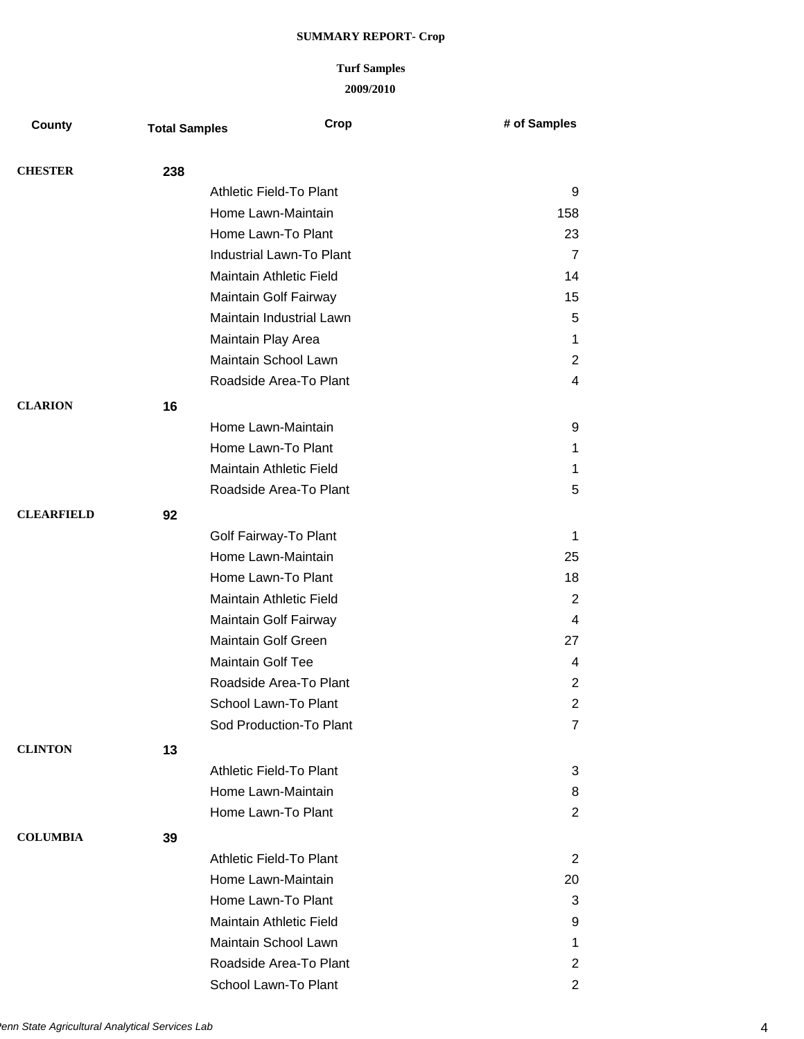**SUMMARY REPORT- Crop**

**Turf Samples**

**2009/2010**

| County | Total Samples | Crop | # of Samples |
|---|---|---|---|
| **CHESTER** | **238** | | |
| | | Athletic Field-To Plant | 9 |
| | | Home Lawn-Maintain | 158 |
| | | Home Lawn-To Plant | 23 |
| | | Industrial Lawn-To Plant | 7 |
| | | Maintain Athletic Field | 14 |
| | | Maintain Golf Fairway | 15 |
| | | Maintain Industrial Lawn | 5 |
| | | Maintain Play Area | 1 |
| | | Maintain School Lawn | 2 |
| | | Roadside Area-To Plant | 4 |
| **CLARION** | **16** | | |
| | | Home Lawn-Maintain | 9 |
| | | Home Lawn-To Plant | 1 |
| | | Maintain Athletic Field | 1 |
| | | Roadside Area-To Plant | 5 |
| **CLEARFIELD** | **92** | | |
| | | Golf Fairway-To Plant | 1 |
| | | Home Lawn-Maintain | 25 |
| | | Home Lawn-To Plant | 18 |
| | | Maintain Athletic Field | 2 |
| | | Maintain Golf Fairway | 4 |
| | | Maintain Golf Green | 27 |
| | | Maintain Golf Tee | 4 |
| | | Roadside Area-To Plant | 2 |
| | | School Lawn-To Plant | 2 |
| | | Sod Production-To Plant | 7 |
| **CLINTON** | **13** | | |
| | | Athletic Field-To Plant | 3 |
| | | Home Lawn-Maintain | 8 |
| | | Home Lawn-To Plant | 2 |
| **COLUMBIA** | **39** | | |
| | | Athletic Field-To Plant | 2 |
| | | Home Lawn-Maintain | 20 |
| | | Home Lawn-To Plant | 3 |
| | | Maintain Athletic Field | 9 |
| | | Maintain School Lawn | 1 |
| | | Roadside Area-To Plant | 2 |
| | | School Lawn-To Plant | 2 |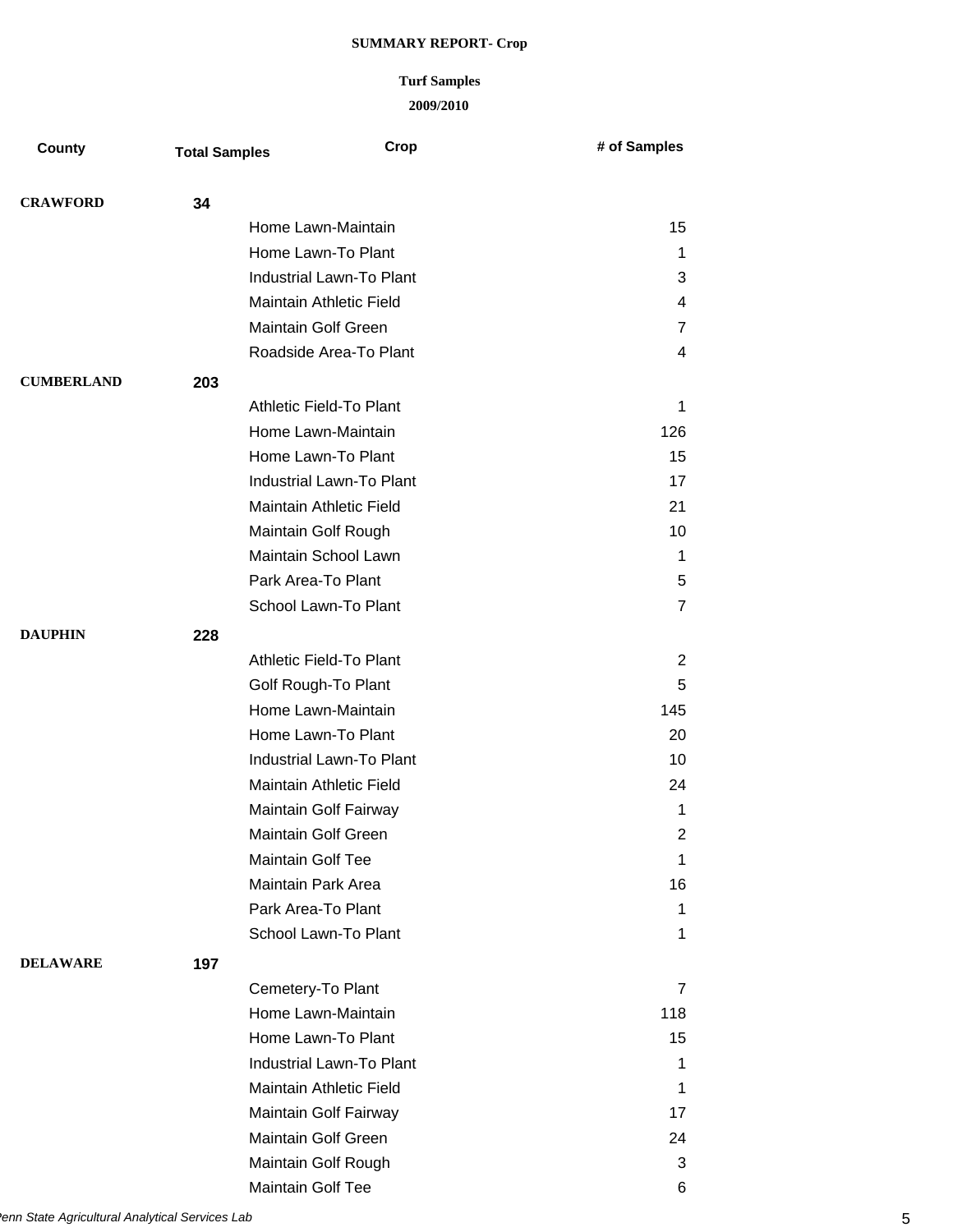**SUMMARY REPORT- Crop**

**Turf Samples**

**2009/2010**

| County | Total Samples | Crop | # of Samples |
|---|---|---|---|
| **CRAWFORD** | **34** | | |
| | | Home Lawn-Maintain | 15 |
| | | Home Lawn-To Plant | 1 |
| | | Industrial Lawn-To Plant | 3 |
| | | Maintain Athletic Field | 4 |
| | | Maintain Golf Green | 7 |
| | | Roadside Area-To Plant | 4 |
| **CUMBERLAND** | **203** | | |
| | | Athletic Field-To Plant | 1 |
| | | Home Lawn-Maintain | 126 |
| | | Home Lawn-To Plant | 15 |
| | | Industrial Lawn-To Plant | 17 |
| | | Maintain Athletic Field | 21 |
| | | Maintain Golf Rough | 10 |
| | | Maintain School Lawn | 1 |
| | | Park Area-To Plant | 5 |
| | | School Lawn-To Plant | 7 |
| **DAUPHIN** | **228** | | |
| | | Athletic Field-To Plant | 2 |
| | | Golf Rough-To Plant | 5 |
| | | Home Lawn-Maintain | 145 |
| | | Home Lawn-To Plant | 20 |
| | | Industrial Lawn-To Plant | 10 |
| | | Maintain Athletic Field | 24 |
| | | Maintain Golf Fairway | 1 |
| | | Maintain Golf Green | 2 |
| | | Maintain Golf Tee | 1 |
| | | Maintain Park Area | 16 |
| | | Park Area-To Plant | 1 |
| | | School Lawn-To Plant | 1 |
| **DELAWARE** | **197** | | |
| | | Cemetery-To Plant | 7 |
| | | Home Lawn-Maintain | 118 |
| | | Home Lawn-To Plant | 15 |
| | | Industrial Lawn-To Plant | 1 |
| | | Maintain Athletic Field | 1 |
| | | Maintain Golf Fairway | 17 |
| | | Maintain Golf Green | 24 |
| | | Maintain Golf Rough | 3 |
| | | Maintain Golf Tee | 6 |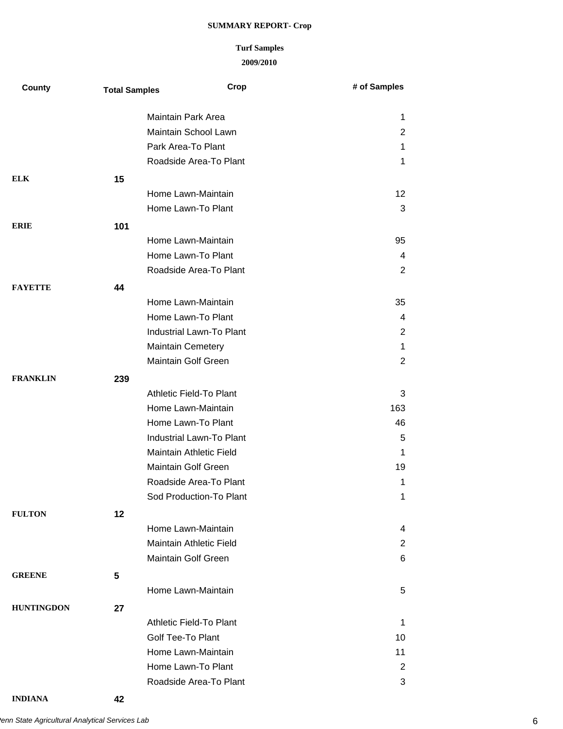**SUMMARY REPORT- Crop**

**Turf Samples**

**2009/2010**

| County | Total Samples | Crop | # of Samples |
|---|---|---|---|
| | | Maintain Park Area | 1 |
| | | Maintain School Lawn | 2 |
| | | Park Area-To Plant | 1 |
| | | Roadside Area-To Plant | 1 |
| **ELK** | **15** | | |
| | | Home Lawn-Maintain | 12 |
| | | Home Lawn-To Plant | 3 |
| **ERIE** | **101** | | |
| | | Home Lawn-Maintain | 95 |
| | | Home Lawn-To Plant | 4 |
| | | Roadside Area-To Plant | 2 |
| **FAYETTE** | **44** | | |
| | | Home Lawn-Maintain | 35 |
| | | Home Lawn-To Plant | 4 |
| | | Industrial Lawn-To Plant | 2 |
| | | Maintain Cemetery | 1 |
| | | Maintain Golf Green | 2 |
| **FRANKLIN** | **239** | | |
| | | Athletic Field-To Plant | 3 |
| | | Home Lawn-Maintain | 163 |
| | | Home Lawn-To Plant | 46 |
| | | Industrial Lawn-To Plant | 5 |
| | | Maintain Athletic Field | 1 |
| | | Maintain Golf Green | 19 |
| | | Roadside Area-To Plant | 1 |
| | | Sod Production-To Plant | 1 |
| **FULTON** | **12** | | |
| | | Home Lawn-Maintain | 4 |
| | | Maintain Athletic Field | 2 |
| | | Maintain Golf Green | 6 |
| **GREENE** | **5** | | |
| | | Home Lawn-Maintain | 5 |
| **HUNTINGDON** | **27** | | |
| | | Athletic Field-To Plant | 1 |
| | | Golf Tee-To Plant | 10 |
| | | Home Lawn-Maintain | 11 |
| | | Home Lawn-To Plant | 2 |
| | | Roadside Area-To Plant | 3 |
| **INDIANA** | **42** | | |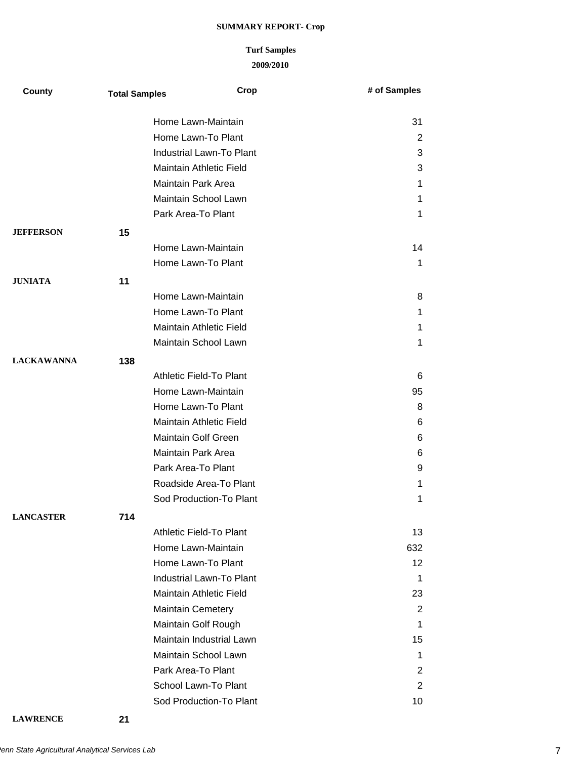**SUMMARY REPORT- Crop**

**Turf Samples**

**2009/2010**

| County | Total Samples | Crop | # of Samples |
|---|---|---|---|
| | | Home Lawn-Maintain | 31 |
| | | Home Lawn-To Plant | 2 |
| | | Industrial Lawn-To Plant | 3 |
| | | Maintain Athletic Field | 3 |
| | | Maintain Park Area | 1 |
| | | Maintain School Lawn | 1 |
| | | Park Area-To Plant | 1 |
| **JEFFERSON** | **15** | | |
| | | Home Lawn-Maintain | 14 |
| | | Home Lawn-To Plant | 1 |
| **JUNIATA** | **11** | | |
| | | Home Lawn-Maintain | 8 |
| | | Home Lawn-To Plant | 1 |
| | | Maintain Athletic Field | 1 |
| | | Maintain School Lawn | 1 |
| **LACKAWANNA** | **138** | | |
| | | Athletic Field-To Plant | 6 |
| | | Home Lawn-Maintain | 95 |
| | | Home Lawn-To Plant | 8 |
| | | Maintain Athletic Field | 6 |
| | | Maintain Golf Green | 6 |
| | | Maintain Park Area | 6 |
| | | Park Area-To Plant | 9 |
| | | Roadside Area-To Plant | 1 |
| | | Sod Production-To Plant | 1 |
| **LANCASTER** | **714** | | |
| | | Athletic Field-To Plant | 13 |
| | | Home Lawn-Maintain | 632 |
| | | Home Lawn-To Plant | 12 |
| | | Industrial Lawn-To Plant | 1 |
| | | Maintain Athletic Field | 23 |
| | | Maintain Cemetery | 2 |
| | | Maintain Golf Rough | 1 |
| | | Maintain Industrial Lawn | 15 |
| | | Maintain School Lawn | 1 |
| | | Park Area-To Plant | 2 |
| | | School Lawn-To Plant | 2 |
| | | Sod Production-To Plant | 10 |
| **LAWRENCE** | **21** | | |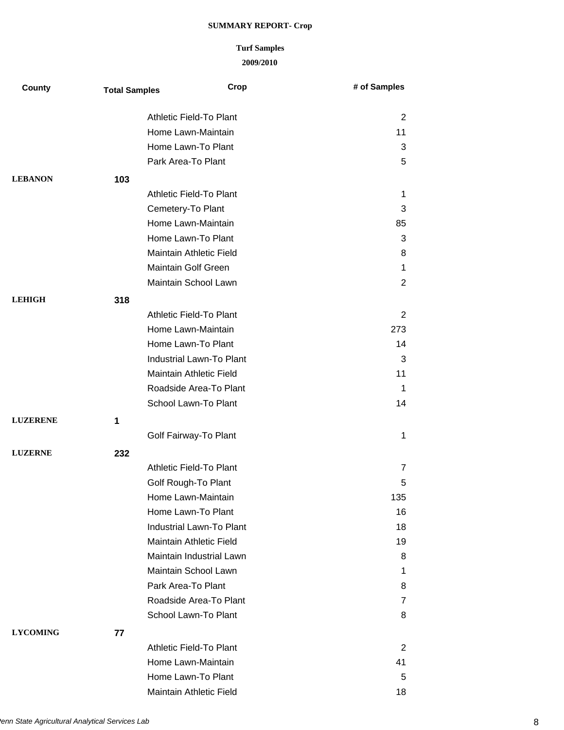**SUMMARY REPORT- Crop**

**Turf Samples**

**2009/2010**

| County | Total Samples | Crop | # of Samples |
|---|---|---|---|
| | | Athletic Field-To Plant | 2 |
| | | Home Lawn-Maintain | 11 |
| | | Home Lawn-To Plant | 3 |
| | | Park Area-To Plant | 5 |
| **LEBANON** | **103** | | |
| | | Athletic Field-To Plant | 1 |
| | | Cemetery-To Plant | 3 |
| | | Home Lawn-Maintain | 85 |
| | | Home Lawn-To Plant | 3 |
| | | Maintain Athletic Field | 8 |
| | | Maintain Golf Green | 1 |
| | | Maintain School Lawn | 2 |
| **LEHIGH** | **318** | | |
| | | Athletic Field-To Plant | 2 |
| | | Home Lawn-Maintain | 273 |
| | | Home Lawn-To Plant | 14 |
| | | Industrial Lawn-To Plant | 3 |
| | | Maintain Athletic Field | 11 |
| | | Roadside Area-To Plant | 1 |
| | | School Lawn-To Plant | 14 |
| **LUZERENE** | **1** | | |
| | | Golf Fairway-To Plant | 1 |
| **LUZERNE** | **232** | | |
| | | Athletic Field-To Plant | 7 |
| | | Golf Rough-To Plant | 5 |
| | | Home Lawn-Maintain | 135 |
| | | Home Lawn-To Plant | 16 |
| | | Industrial Lawn-To Plant | 18 |
| | | Maintain Athletic Field | 19 |
| | | Maintain Industrial Lawn | 8 |
| | | Maintain School Lawn | 1 |
| | | Park Area-To Plant | 8 |
| | | Roadside Area-To Plant | 7 |
| | | School Lawn-To Plant | 8 |
| **LYCOMING** | **77** | | |
| | | Athletic Field-To Plant | 2 |
| | | Home Lawn-Maintain | 41 |
| | | Home Lawn-To Plant | 5 |
| | | Maintain Athletic Field | 18 |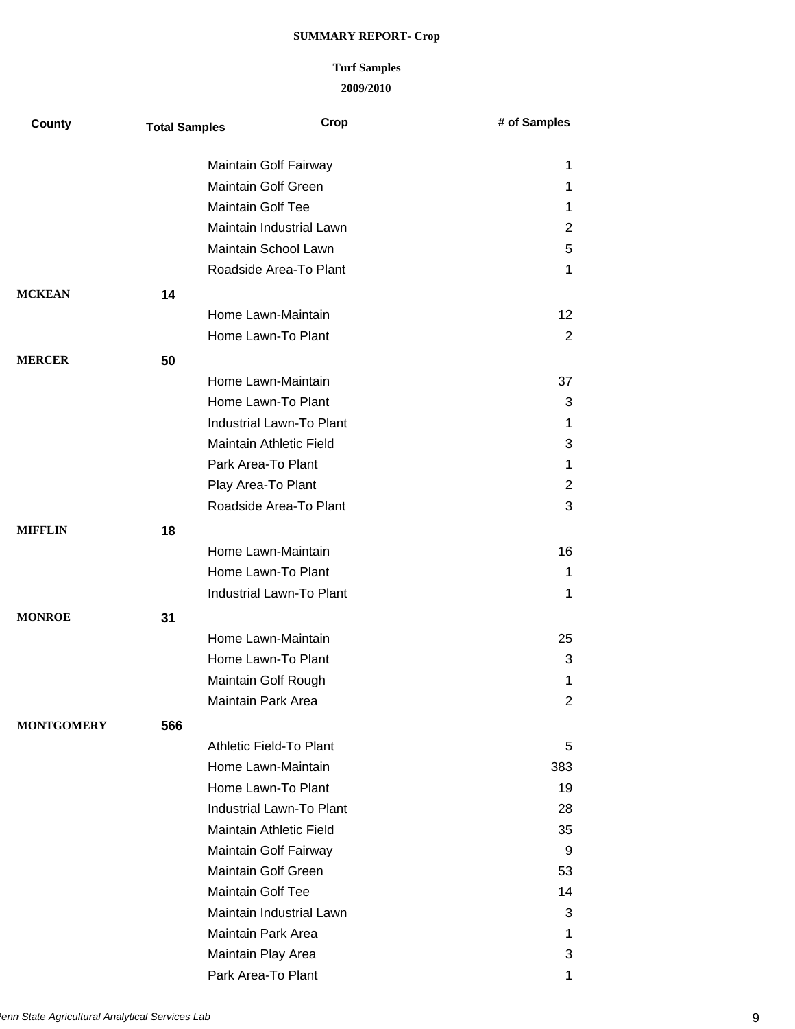**SUMMARY REPORT- Crop**

**Turf Samples**

**2009/2010**

| County | Total Samples | Crop | # of Samples |
|---|---|---|---|
| | | Maintain Golf Fairway | 1 |
| | | Maintain Golf Green | 1 |
| | | Maintain Golf Tee | 1 |
| | | Maintain Industrial Lawn | 2 |
| | | Maintain School Lawn | 5 |
| | | Roadside Area-To Plant | 1 |
| **MCKEAN** | **14** | | |
| | | Home Lawn-Maintain | 12 |
| | | Home Lawn-To Plant | 2 |
| **MERCER** | **50** | | |
| | | Home Lawn-Maintain | 37 |
| | | Home Lawn-To Plant | 3 |
| | | Industrial Lawn-To Plant | 1 |
| | | Maintain Athletic Field | 3 |
| | | Park Area-To Plant | 1 |
| | | Play Area-To Plant | 2 |
| | | Roadside Area-To Plant | 3 |
| **MIFFLIN** | **18** | | |
| | | Home Lawn-Maintain | 16 |
| | | Home Lawn-To Plant | 1 |
| | | Industrial Lawn-To Plant | 1 |
| **MONROE** | **31** | | |
| | | Home Lawn-Maintain | 25 |
| | | Home Lawn-To Plant | 3 |
| | | Maintain Golf Rough | 1 |
| | | Maintain Park Area | 2 |
| **MONTGOMERY** | **566** | | |
| | | Athletic Field-To Plant | 5 |
| | | Home Lawn-Maintain | 383 |
| | | Home Lawn-To Plant | 19 |
| | | Industrial Lawn-To Plant | 28 |
| | | Maintain Athletic Field | 35 |
| | | Maintain Golf Fairway | 9 |
| | | Maintain Golf Green | 53 |
| | | Maintain Golf Tee | 14 |
| | | Maintain Industrial Lawn | 3 |
| | | Maintain Park Area | 1 |
| | | Maintain Play Area | 3 |
| | | Park Area-To Plant | 1 |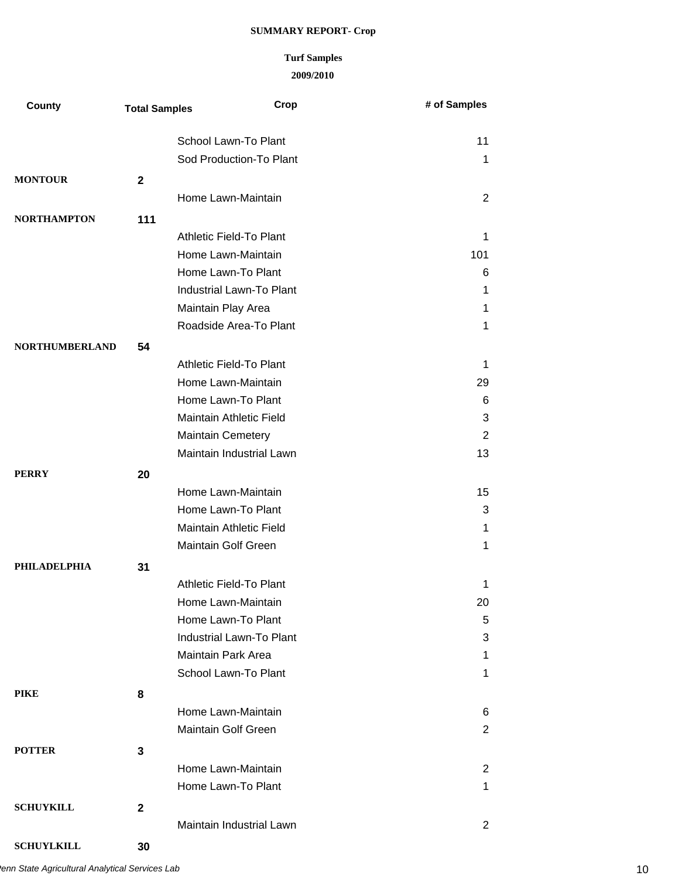**SUMMARY REPORT- Crop**

**Turf Samples**

**2009/2010**

| County | Total Samples | Crop | # of Samples |
|---|---|---|---|
| | | School Lawn-To Plant | 11 |
| | | Sod Production-To Plant | 1 |
| **MONTOUR** | **2** | | |
| | | Home Lawn-Maintain | 2 |
| **NORTHAMPTON** | **111** | | |
| | | Athletic Field-To Plant | 1 |
| | | Home Lawn-Maintain | 101 |
| | | Home Lawn-To Plant | 6 |
| | | Industrial Lawn-To Plant | 1 |
| | | Maintain Play Area | 1 |
| | | Roadside Area-To Plant | 1 |
| **NORTHUMBERLAND** | **54** | | |
| | | Athletic Field-To Plant | 1 |
| | | Home Lawn-Maintain | 29 |
| | | Home Lawn-To Plant | 6 |
| | | Maintain Athletic Field | 3 |
| | | Maintain Cemetery | 2 |
| | | Maintain Industrial Lawn | 13 |
| **PERRY** | **20** | | |
| | | Home Lawn-Maintain | 15 |
| | | Home Lawn-To Plant | 3 |
| | | Maintain Athletic Field | 1 |
| | | Maintain Golf Green | 1 |
| **PHILADELPHIA** | **31** | | |
| | | Athletic Field-To Plant | 1 |
| | | Home Lawn-Maintain | 20 |
| | | Home Lawn-To Plant | 5 |
| | | Industrial Lawn-To Plant | 3 |
| | | Maintain Park Area | 1 |
| | | School Lawn-To Plant | 1 |
| **PIKE** | **8** | | |
| | | Home Lawn-Maintain | 6 |
| | | Maintain Golf Green | 2 |
| **POTTER** | **3** | | |
| | | Home Lawn-Maintain | 2 |
| | | Home Lawn-To Plant | 1 |
| **SCHUYKILL** | **2** | | |
| | | Maintain Industrial Lawn | 2 |
| **SCHUYLKILL** | **30** | | |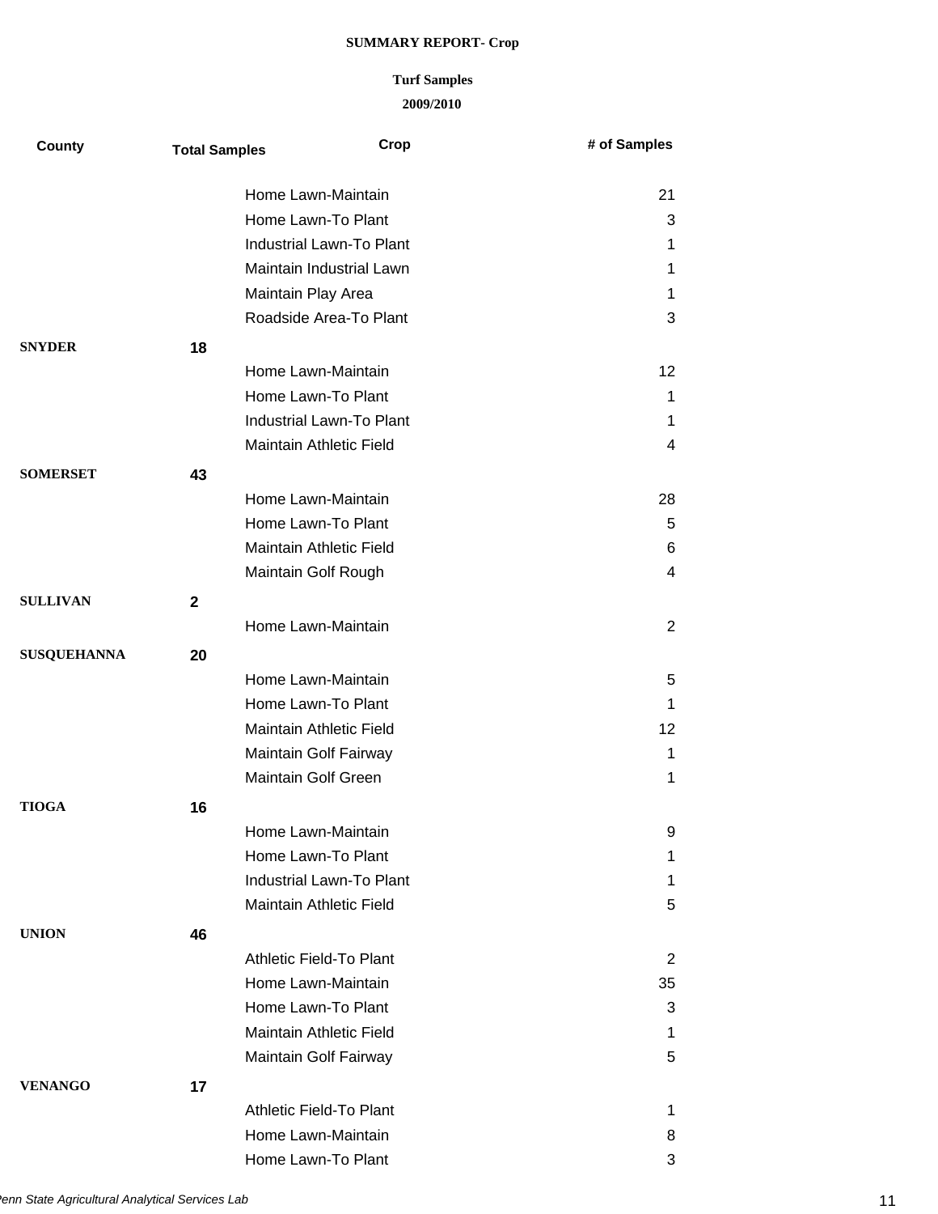**SUMMARY REPORT- Crop**

**Turf Samples**

**2009/2010**

| County | Total Samples | Crop | # of Samples |
|---|---|---|---|
| | | Home Lawn-Maintain | 21 |
| | | Home Lawn-To Plant | 3 |
| | | Industrial Lawn-To Plant | 1 |
| | | Maintain Industrial Lawn | 1 |
| | | Maintain Play Area | 1 |
| | | Roadside Area-To Plant | 3 |
| **SNYDER** | **18** | | |
| | | Home Lawn-Maintain | 12 |
| | | Home Lawn-To Plant | 1 |
| | | Industrial Lawn-To Plant | 1 |
| | | Maintain Athletic Field | 4 |
| **SOMERSET** | **43** | | |
| | | Home Lawn-Maintain | 28 |
| | | Home Lawn-To Plant | 5 |
| | | Maintain Athletic Field | 6 |
| | | Maintain Golf Rough | 4 |
| **SULLIVAN** | **2** | | |
| | | Home Lawn-Maintain | 2 |
| **SUSQUEHANNA** | **20** | | |
| | | Home Lawn-Maintain | 5 |
| | | Home Lawn-To Plant | 1 |
| | | Maintain Athletic Field | 12 |
| | | Maintain Golf Fairway | 1 |
| | | Maintain Golf Green | 1 |
| **TIOGA** | **16** | | |
| | | Home Lawn-Maintain | 9 |
| | | Home Lawn-To Plant | 1 |
| | | Industrial Lawn-To Plant | 1 |
| | | Maintain Athletic Field | 5 |
| **UNION** | **46** | | |
| | | Athletic Field-To Plant | 2 |
| | | Home Lawn-Maintain | 35 |
| | | Home Lawn-To Plant | 3 |
| | | Maintain Athletic Field | 1 |
| | | Maintain Golf Fairway | 5 |
| **VENANGO** | **17** | | |
| | | Athletic Field-To Plant | 1 |
| | | Home Lawn-Maintain | 8 |
| | | Home Lawn-To Plant | 3 |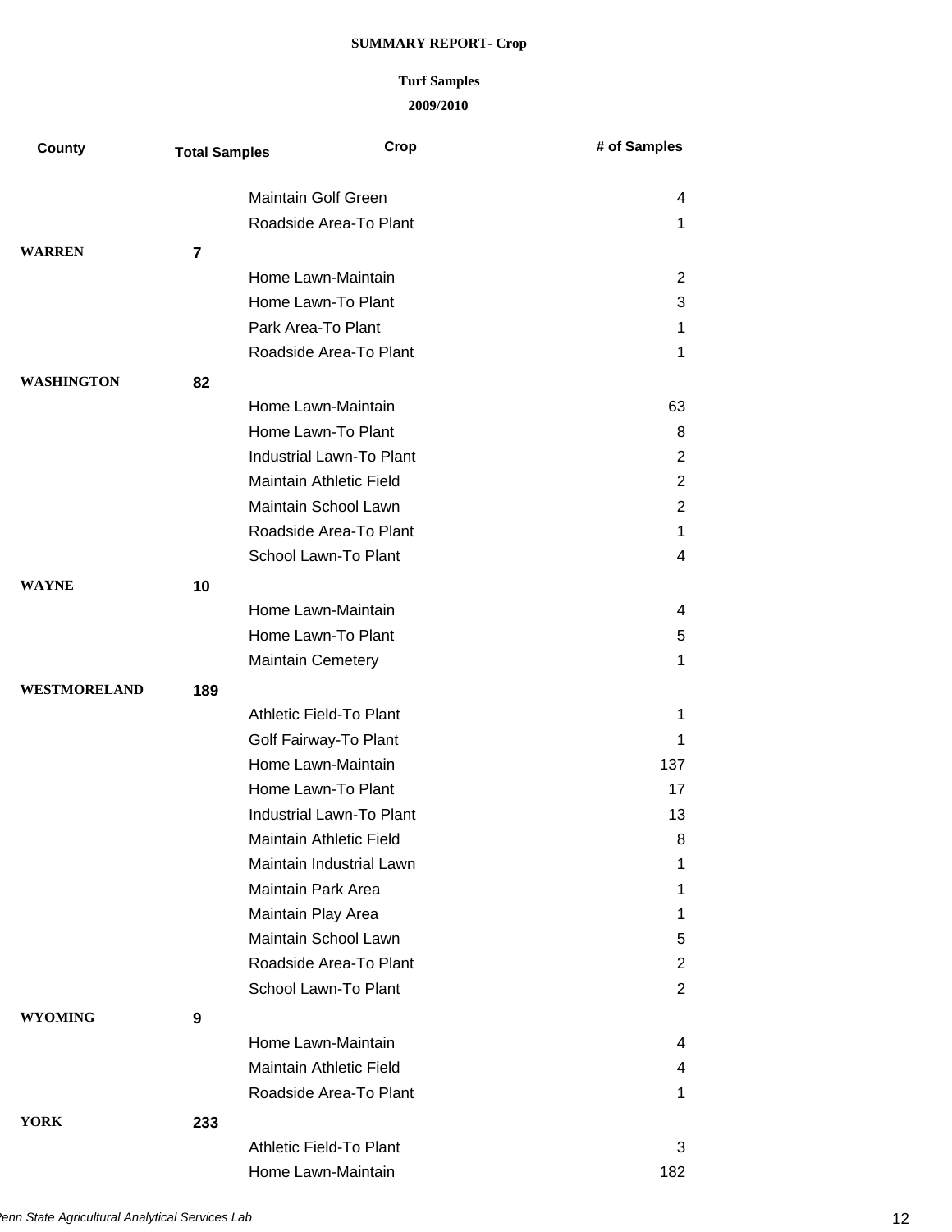**SUMMARY REPORT- Crop**

**Turf Samples**

**2009/2010**

| County | Total Samples | Crop | # of Samples |
|---|---|---|---|
| | | Maintain Golf Green | 4 |
| | | Roadside Area-To Plant | 1 |
| **WARREN** | **7** | | |
| | | Home Lawn-Maintain | 2 |
| | | Home Lawn-To Plant | 3 |
| | | Park Area-To Plant | 1 |
| | | Roadside Area-To Plant | 1 |
| **WASHINGTON** | **82** | | |
| | | Home Lawn-Maintain | 63 |
| | | Home Lawn-To Plant | 8 |
| | | Industrial Lawn-To Plant | 2 |
| | | Maintain Athletic Field | 2 |
| | | Maintain School Lawn | 2 |
| | | Roadside Area-To Plant | 1 |
| | | School Lawn-To Plant | 4 |
| **WAYNE** | **10** | | |
| | | Home Lawn-Maintain | 4 |
| | | Home Lawn-To Plant | 5 |
| | | Maintain Cemetery | 1 |
| **WESTMORELAND** | **189** | | |
| | | Athletic Field-To Plant | 1 |
| | | Golf Fairway-To Plant | 1 |
| | | Home Lawn-Maintain | 137 |
| | | Home Lawn-To Plant | 17 |
| | | Industrial Lawn-To Plant | 13 |
| | | Maintain Athletic Field | 8 |
| | | Maintain Industrial Lawn | 1 |
| | | Maintain Park Area | 1 |
| | | Maintain Play Area | 1 |
| | | Maintain School Lawn | 5 |
| | | Roadside Area-To Plant | 2 |
| | | School Lawn-To Plant | 2 |
| **WYOMING** | **9** | | |
| | | Home Lawn-Maintain | 4 |
| | | Maintain Athletic Field | 4 |
| | | Roadside Area-To Plant | 1 |
| **YORK** | **233** | | |
| | | Athletic Field-To Plant | 3 |
| | | Home Lawn-Maintain | 182 |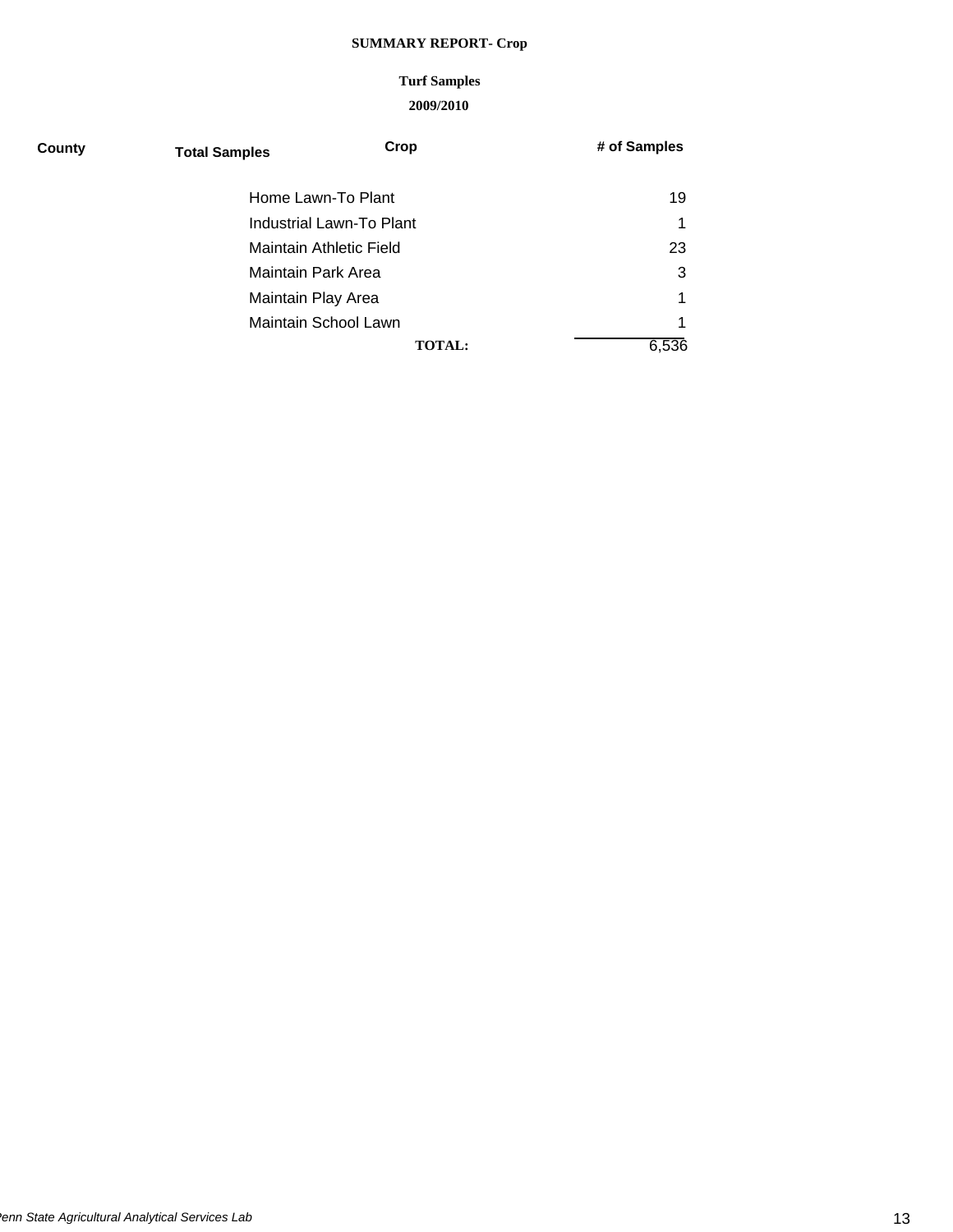**SUMMARY REPORT- Crop**

**Turf Samples**

**2009/2010**

| County | Total Samples | Crop | # of Samples |
|---|---|---|---|
| | | Home Lawn-To Plant | 19 |
| | | Industrial Lawn-To Plant | 1 |
| | | Maintain Athletic Field | 23 |
| | | Maintain Park Area | 3 |
| | | Maintain Play Area | 1 |
| | | Maintain School Lawn | 1 |
| | | **TOTAL:** | 6,536 |

*Penn State Agricultural Analytical Services Lab*